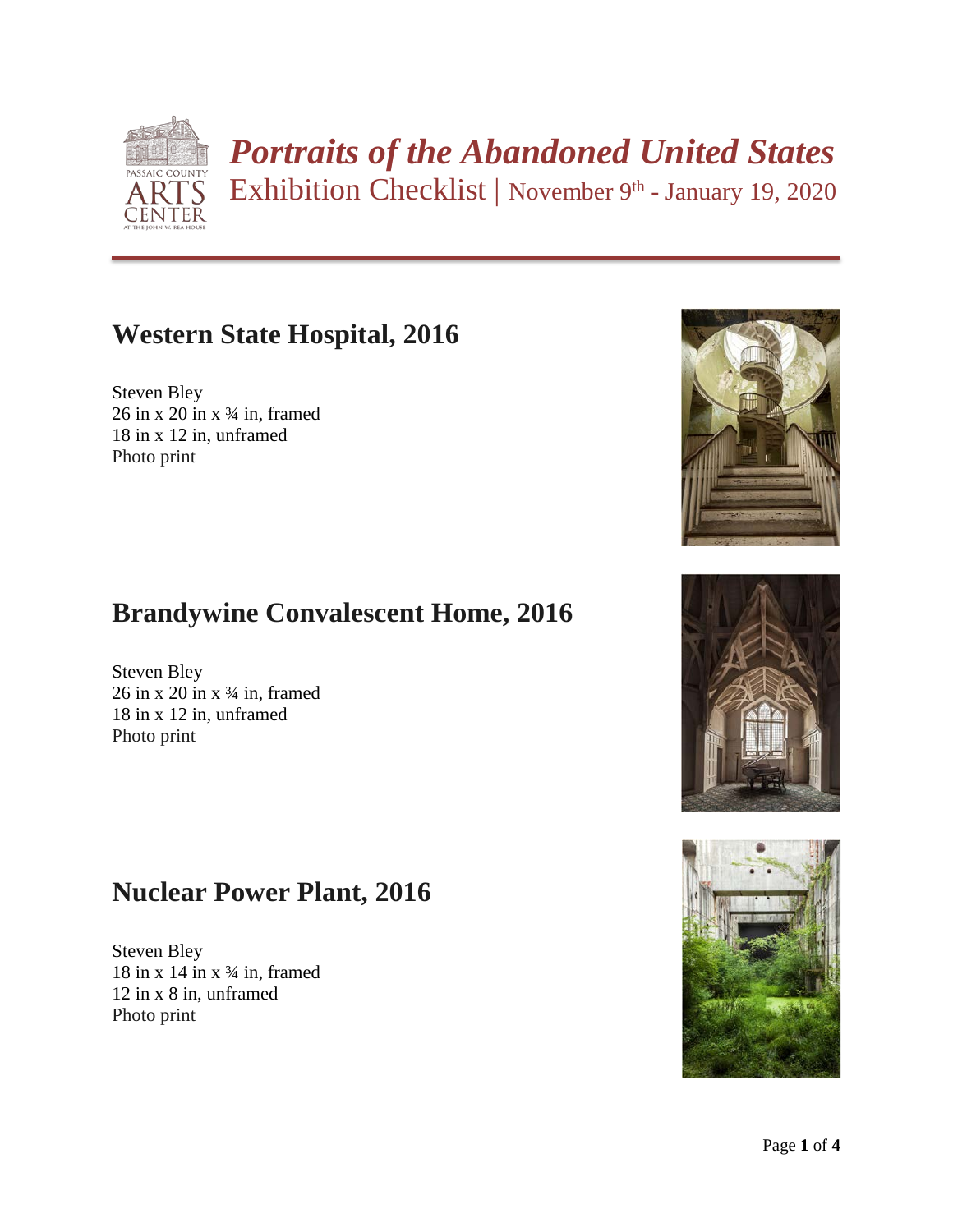# *Portraits of the Abandoned United States*

Exhibition Checklist | November 9th - January 19, 2020

## Western State Hospital, 2016

Steven Bley
26 in x 20 in x ¾ in, framed
18 in x 12 in, unframed
Photo print

## Brandywine Convalescent Home, 2016

Steven Bley
26 in x 20 in x ¾ in, framed
18 in x 12 in, unframed
Photo print

## Nuclear Power Plant, 2016

Steven Bley
18 in x 14 in x ¾ in, framed
12 in x 8 in, unframed
Photo print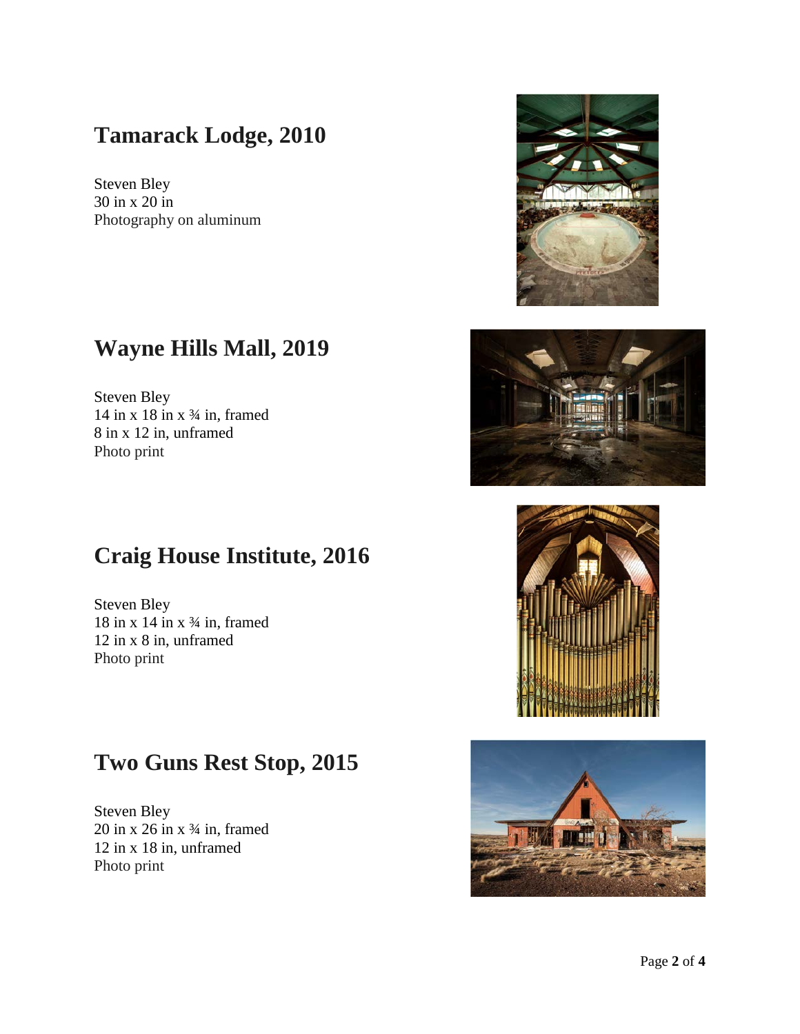## Tamarack Lodge, 2010

Steven Bley
30 in x 20 in
Photography on aluminum

## Wayne Hills Mall, 2019

Steven Bley
14 in x 18 in x ¾ in, framed
8 in x 12 in, unframed
Photo print

## Craig House Institute, 2016

Steven Bley
18 in x 14 in x ¾ in, framed
12 in x 8 in, unframed
Photo print

## Two Guns Rest Stop, 2015

Steven Bley
20 in x 26 in x ¾ in, framed
12 in x 18 in, unframed
Photo print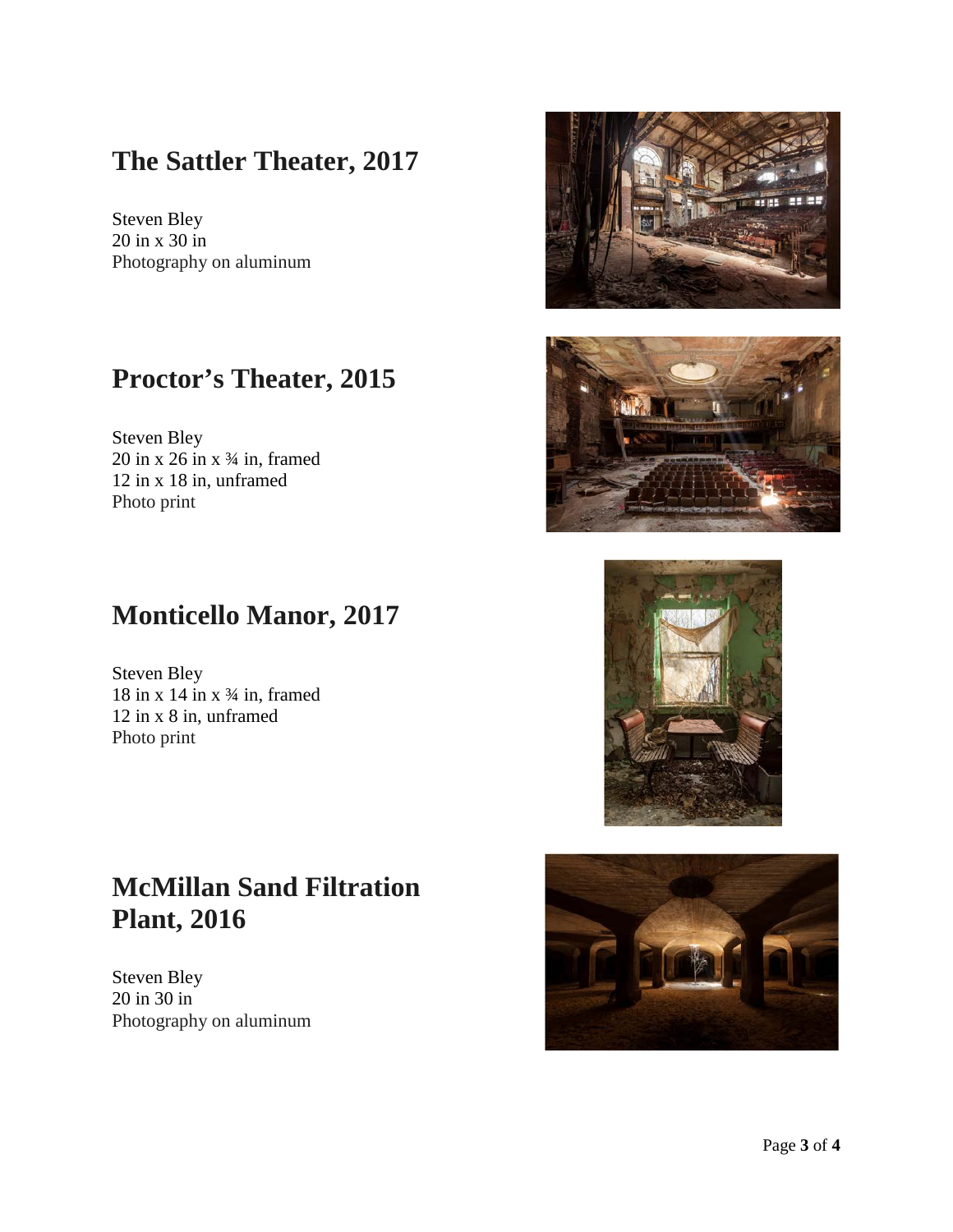## The Sattler Theater, 2017

Steven Bley
20 in x 30 in
Photography on aluminum

## Proctor's Theater, 2015

Steven Bley
20 in x 26 in x ¾ in, framed
12 in x 18 in, unframed
Photo print

## Monticello Manor, 2017

Steven Bley
18 in x 14 in x ¾ in, framed
12 in x 8 in, unframed
Photo print

## McMillan Sand Filtration Plant, 2016

Steven Bley
20 in 30 in
Photography on aluminum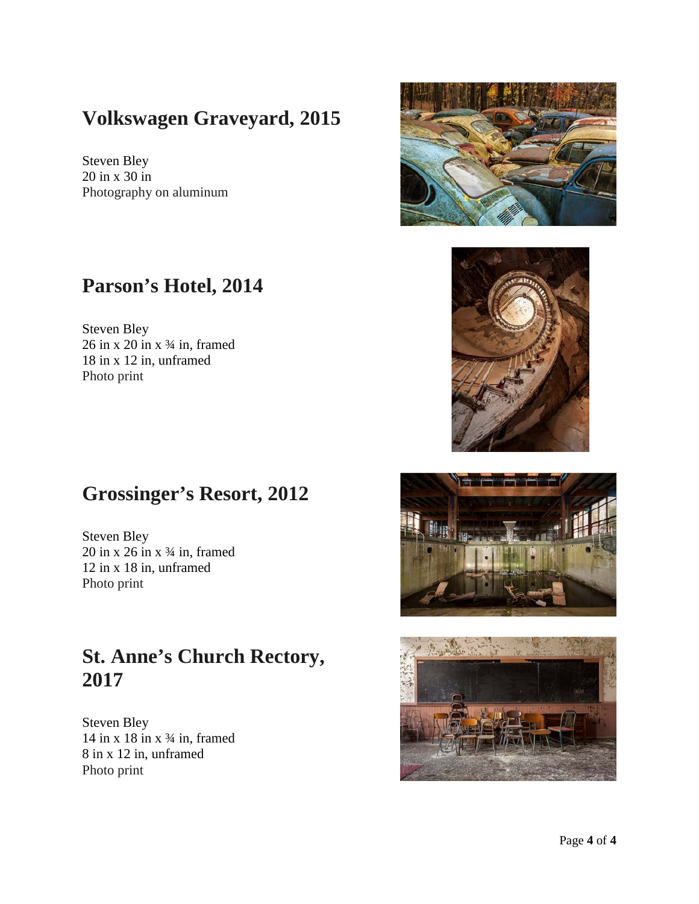## Volkswagen Graveyard, 2015

Steven Bley
20 in x 30 in
Photography on aluminum

## Parson's Hotel, 2014

Steven Bley
26 in x 20 in x ¾ in, framed
18 in x 12 in, unframed
Photo print

## Grossinger's Resort, 2012

Steven Bley
20 in x 26 in x ¾ in, framed
12 in x 18 in, unframed
Photo print

## St. Anne's Church Rectory, 2017

Steven Bley
14 in x 18 in x ¾ in, framed
8 in x 12 in, unframed
Photo print